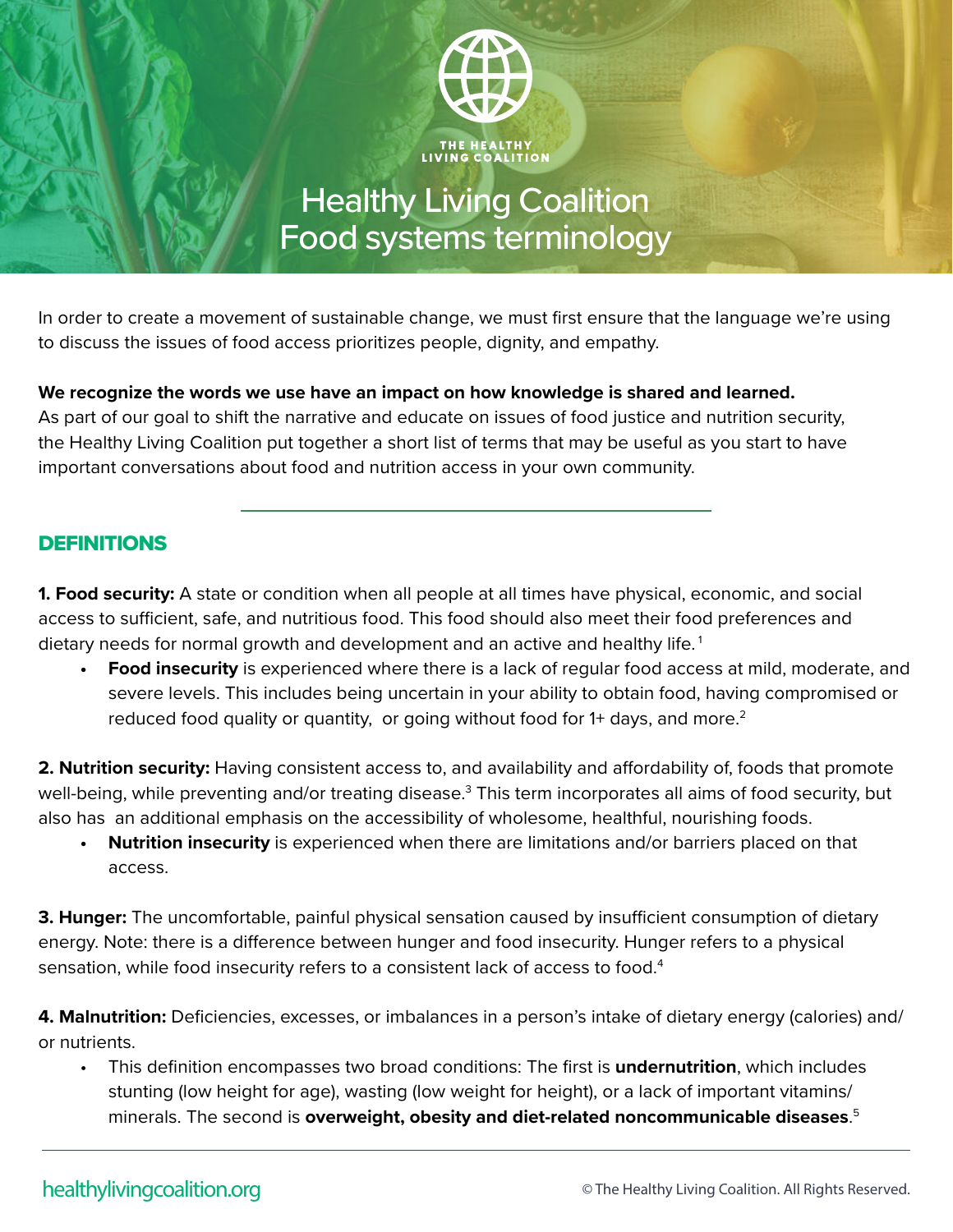THE HEALTHY LIVING COALITION

# Healthy Living Coalition Food systems terminology

In order to create a movement of sustainable change, we must first ensure that the language we're using to discuss the issues of food access prioritizes people, dignity, and empathy.

**We recognize the words we use have an impact on how knowledge is shared and learned.** As part of our goal to shift the narrative and educate on issues of food justice and nutrition security, the Healthy Living Coalition put together a short list of terms that may be useful as you start to have important conversations about food and nutrition access in your own community.

---

## DEFINITIONS

**1. Food security:** A state or condition when all people at all times have physical, economic, and social access to sufficient, safe, and nutritious food. This food should also meet their food preferences and dietary needs for normal growth and development and an active and healthy life.[1]

- **Food insecurity** is experienced where there is a lack of regular food access at mild, moderate, and severe levels. This includes being uncertain in your ability to obtain food, having compromised or reduced food quality or quantity, or going without food for 1+ days, and more.[2]

**2. Nutrition security:** Having consistent access to, and availability and affordability of, foods that promote well-being, while preventing and/or treating disease.[3] This term incorporates all aims of food security, but also has an additional emphasis on the accessibility of wholesome, healthful, nourishing foods.

- **Nutrition insecurity** is experienced when there are limitations and/or barriers placed on that access.

**3. Hunger:** The uncomfortable, painful physical sensation caused by insufficient consumption of dietary energy. Note: there is a difference between hunger and food insecurity. Hunger refers to a physical sensation, while food insecurity refers to a consistent lack of access to food.[4]

**4. Malnutrition:** Deficiencies, excesses, or imbalances in a person's intake of dietary energy (calories) and/or nutrients.

- This definition encompasses two broad conditions: The first is **undernutrition**, which includes stunting (low height for age), wasting (low weight for height), or a lack of important vitamins/minerals. The second is **overweight, obesity and diet-related noncommunicable diseases**.[5]

healthylivingcoalition.org © The Healthy Living Coalition. All Rights Reserved.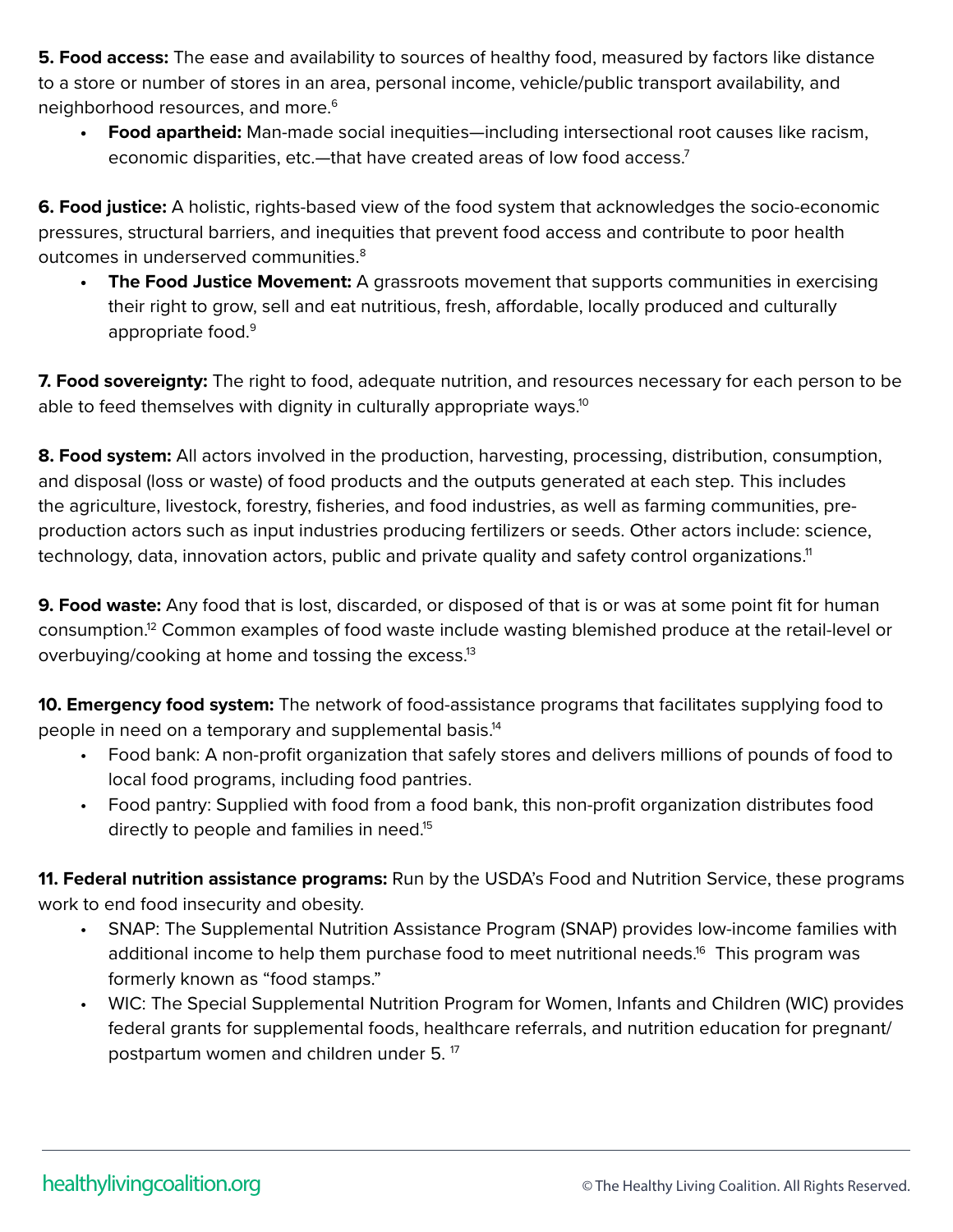**5. Food access:** The ease and availability to sources of healthy food, measured by factors like distance to a store or number of stores in an area, personal income, vehicle/public transport availability, and neighborhood resources, and more.[6]

- **Food apartheid:** Man-made social inequities—including intersectional root causes like racism, economic disparities, etc.—that have created areas of low food access.[7]

**6. Food justice:** A holistic, rights-based view of the food system that acknowledges the socio-economic pressures, structural barriers, and inequities that prevent food access and contribute to poor health outcomes in underserved communities.[8]

- **The Food Justice Movement:** A grassroots movement that supports communities in exercising their right to grow, sell and eat nutritious, fresh, affordable, locally produced and culturally appropriate food.[9]

**7. Food sovereignty:** The right to food, adequate nutrition, and resources necessary for each person to be able to feed themselves with dignity in culturally appropriate ways.[10]

**8. Food system:** All actors involved in the production, harvesting, processing, distribution, consumption, and disposal (loss or waste) of food products and the outputs generated at each step. This includes the agriculture, livestock, forestry, fisheries, and food industries, as well as farming communities, pre-production actors such as input industries producing fertilizers or seeds. Other actors include: science, technology, data, innovation actors, public and private quality and safety control organizations.[11]

**9. Food waste:** Any food that is lost, discarded, or disposed of that is or was at some point fit for human consumption.[12] Common examples of food waste include wasting blemished produce at the retail-level or overbuying/cooking at home and tossing the excess.[13]

**10. Emergency food system:** The network of food-assistance programs that facilitates supplying food to people in need on a temporary and supplemental basis.[14]

- Food bank: A non-profit organization that safely stores and delivers millions of pounds of food to local food programs, including food pantries.
- Food pantry: Supplied with food from a food bank, this non-profit organization distributes food directly to people and families in need.[15]

**11. Federal nutrition assistance programs:** Run by the USDA's Food and Nutrition Service, these programs work to end food insecurity and obesity.

- SNAP: The Supplemental Nutrition Assistance Program (SNAP) provides low-income families with additional income to help them purchase food to meet nutritional needs.[16] This program was formerly known as "food stamps."
- WIC: The Special Supplemental Nutrition Program for Women, Infants and Children (WIC) provides federal grants for supplemental foods, healthcare referrals, and nutrition education for pregnant/postpartum women and children under 5.[17]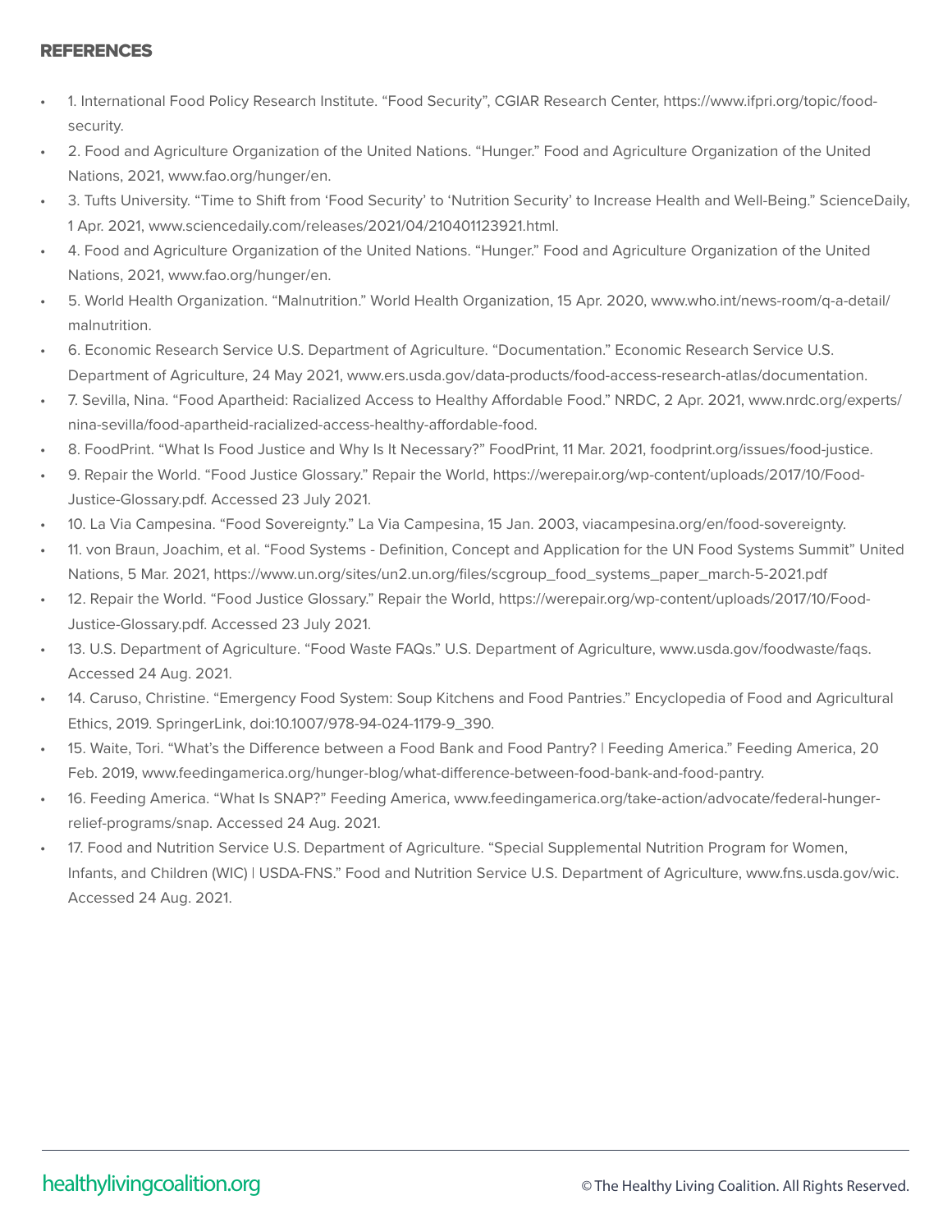## REFERENCES

- 1. International Food Policy Research Institute. "Food Security", CGIAR Research Center, https://www.ifpri.org/topic/food-security.
- 2. Food and Agriculture Organization of the United Nations. "Hunger." Food and Agriculture Organization of the United Nations, 2021, www.fao.org/hunger/en.
- 3. Tufts University. "Time to Shift from 'Food Security' to 'Nutrition Security' to Increase Health and Well-Being." ScienceDaily, 1 Apr. 2021, www.sciencedaily.com/releases/2021/04/210401123921.html.
- 4. Food and Agriculture Organization of the United Nations. "Hunger." Food and Agriculture Organization of the United Nations, 2021, www.fao.org/hunger/en.
- 5. World Health Organization. "Malnutrition." World Health Organization, 15 Apr. 2020, www.who.int/news-room/q-a-detail/malnutrition.
- 6. Economic Research Service U.S. Department of Agriculture. "Documentation." Economic Research Service U.S. Department of Agriculture, 24 May 2021, www.ers.usda.gov/data-products/food-access-research-atlas/documentation.
- 7. Sevilla, Nina. "Food Apartheid: Racialized Access to Healthy Affordable Food." NRDC, 2 Apr. 2021, www.nrdc.org/experts/nina-sevilla/food-apartheid-racialized-access-healthy-affordable-food.
- 8. FoodPrint. "What Is Food Justice and Why Is It Necessary?" FoodPrint, 11 Mar. 2021, foodprint.org/issues/food-justice.
- 9. Repair the World. "Food Justice Glossary." Repair the World, https://werepair.org/wp-content/uploads/2017/10/Food-Justice-Glossary.pdf. Accessed 23 July 2021.
- 10. La Via Campesina. "Food Sovereignty." La Via Campesina, 15 Jan. 2003, viacampesina.org/en/food-sovereignty.
- 11. von Braun, Joachim, et al. "Food Systems - Definition, Concept and Application for the UN Food Systems Summit" United Nations, 5 Mar. 2021, https://www.un.org/sites/un2.un.org/files/scgroup_food_systems_paper_march-5-2021.pdf
- 12. Repair the World. "Food Justice Glossary." Repair the World, https://werepair.org/wp-content/uploads/2017/10/Food-Justice-Glossary.pdf. Accessed 23 July 2021.
- 13. U.S. Department of Agriculture. "Food Waste FAQs." U.S. Department of Agriculture, www.usda.gov/foodwaste/faqs. Accessed 24 Aug. 2021.
- 14. Caruso, Christine. "Emergency Food System: Soup Kitchens and Food Pantries." Encyclopedia of Food and Agricultural Ethics, 2019. SpringerLink, doi:10.1007/978-94-024-1179-9_390.
- 15. Waite, Tori. "What's the Difference between a Food Bank and Food Pantry? | Feeding America." Feeding America, 20 Feb. 2019, www.feedingamerica.org/hunger-blog/what-difference-between-food-bank-and-food-pantry.
- 16. Feeding America. "What Is SNAP?" Feeding America, www.feedingamerica.org/take-action/advocate/federal-hunger-relief-programs/snap. Accessed 24 Aug. 2021.
- 17. Food and Nutrition Service U.S. Department of Agriculture. "Special Supplemental Nutrition Program for Women, Infants, and Children (WIC) | USDA-FNS." Food and Nutrition Service U.S. Department of Agriculture, www.fns.usda.gov/wic. Accessed 24 Aug. 2021.